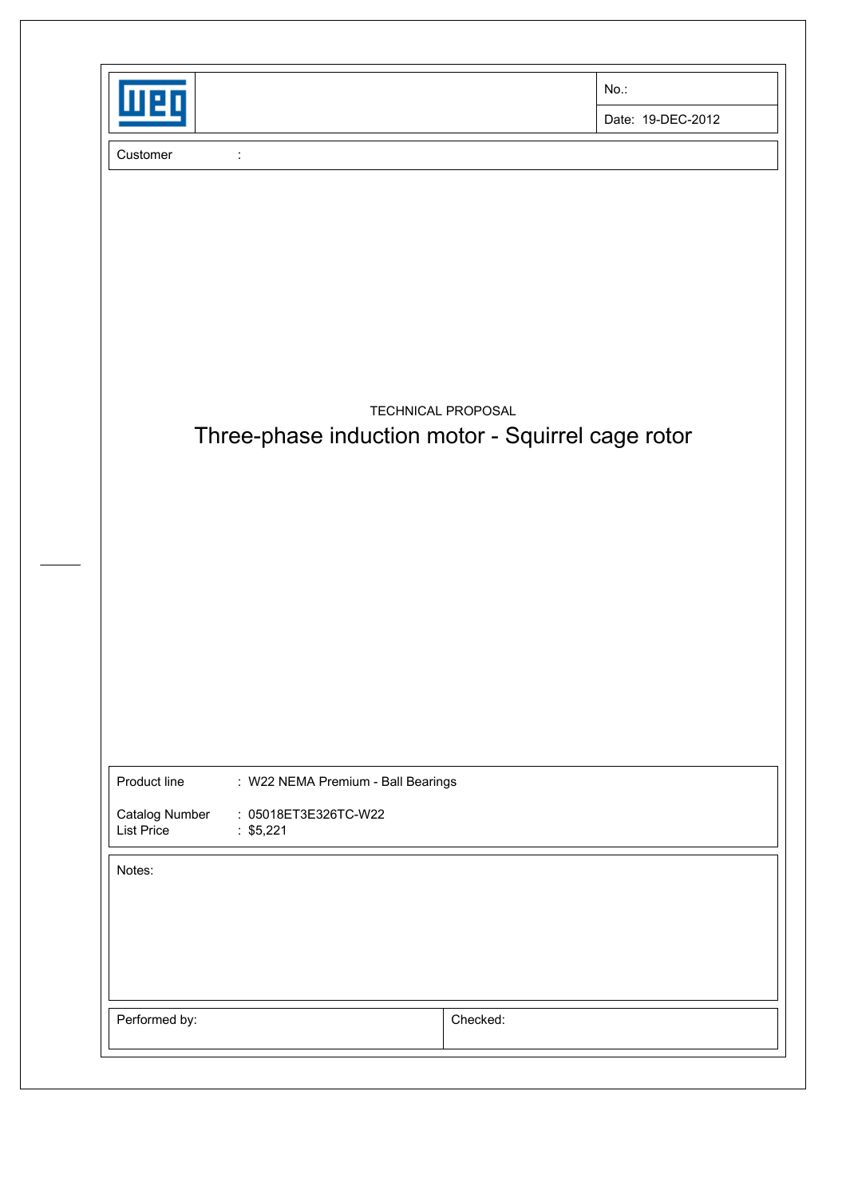| | | No.: |
|---|---|---|
| | | Date: 19-DEC-2012 |

Customer :

TECHNICAL PROPOSAL

# Three-phase induction motor - Squirrel cage rotor

Product line : W22 NEMA Premium - Ball Bearings

Catalog Number : 05018ET3E326TC-W22
List Price : $5,221

Notes:

| Performed by: | Checked: |
|---|---|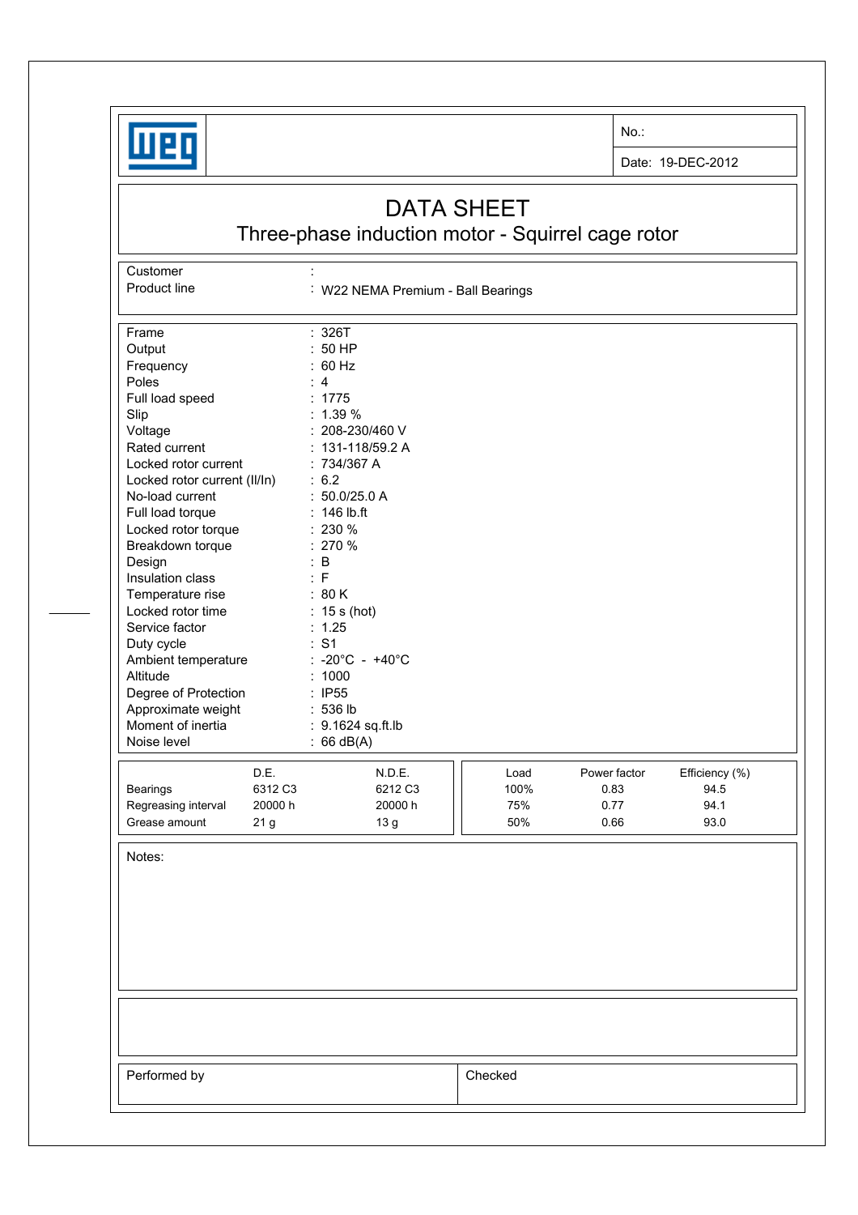No.:

Date: 19-DEC-2012

# DATA SHEET

## Three-phase induction motor - Squirrel cage rotor

| | |
|---|---|
| Customer | : |
| Product line | : W22 NEMA Premium - Ball Bearings |

| | |
|---|---|
| Frame | : 326T |
| Output | : 50 HP |
| Frequency | : 60 Hz |
| Poles | : 4 |
| Full load speed | : 1775 |
| Slip | : 1.39 % |
| Voltage | : 208-230/460 V |
| Rated current | : 131-118/59.2 A |
| Locked rotor current | : 734/367 A |
| Locked rotor current (Il/In) | : 6.2 |
| No-load current | : 50.0/25.0 A |
| Full load torque | : 146 lb.ft |
| Locked rotor torque | : 230 % |
| Breakdown torque | : 270 % |
| Design | : B |
| Insulation class | : F |
| Temperature rise | : 80 K |
| Locked rotor time | : 15 s (hot) |
| Service factor | : 1.25 |
| Duty cycle | : S1 |
| Ambient temperature | : -20°C - +40°C |
| Altitude | : 1000 |
| Degree of Protection | : IP55 |
| Approximate weight | : 536 lb |
| Moment of inertia | : 9.1624 sq.ft.lb |
| Noise level | : 66 dB(A) |

| | D.E. | N.D.E. |
|---|---|---|
| Bearings | 6312 C3 | 6212 C3 |
| Regreasing interval | 20000 h | 20000 h |
| Grease amount | 21 g | 13 g |

| Load | Power factor | Efficiency (%) |
|---|---|---|
| 100% | 0.83 | 94.5 |
| 75% | 0.77 | 94.1 |
| 50% | 0.66 | 93.0 |

Notes:

| Performed by | Checked |
|---|---|
| | |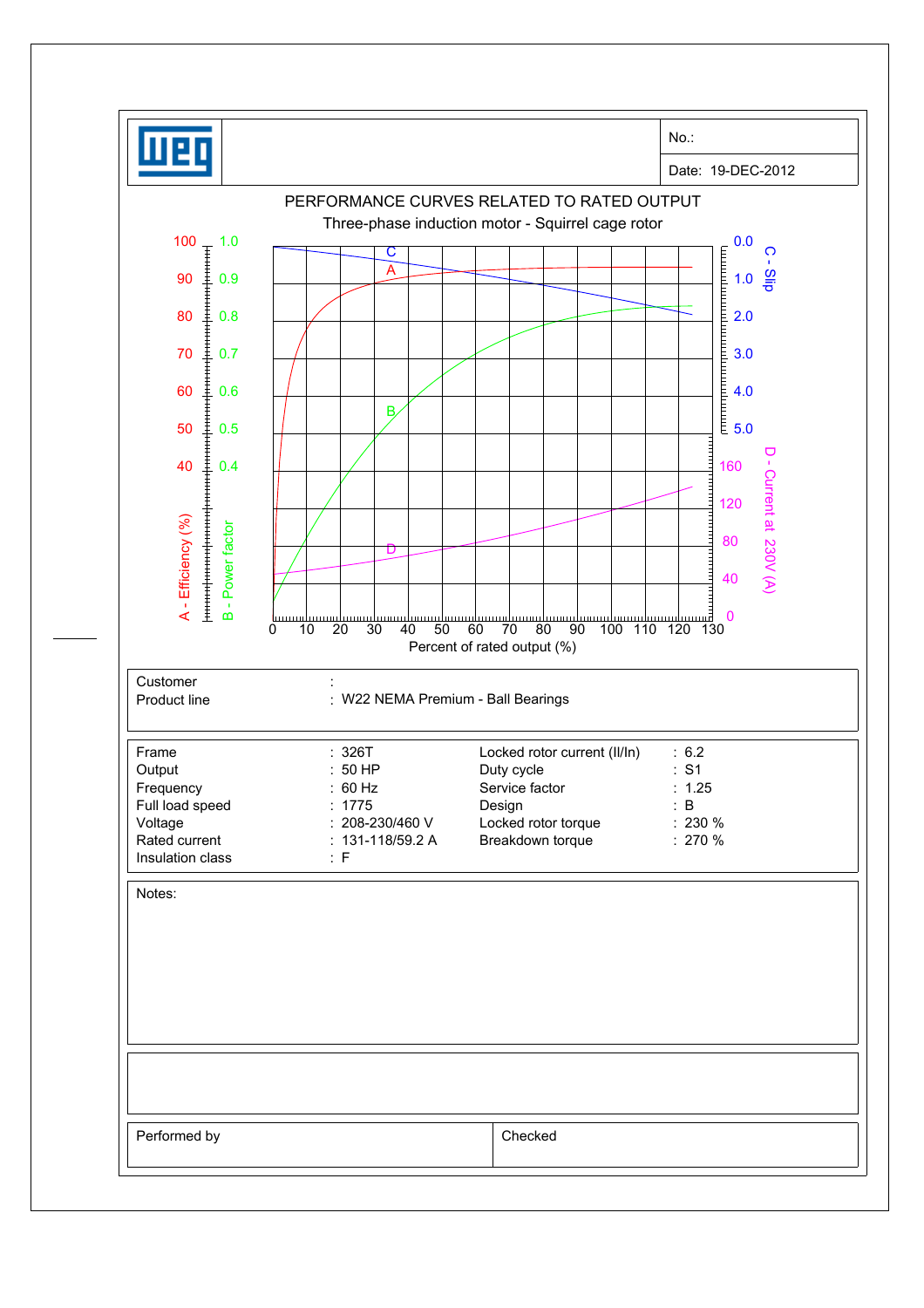| weg | | No.: |
|---|---|---|
| | | Date: 19-DEC-2012 |

## PERFORMANCE CURVES RELATED TO RATED OUTPUT

Three-phase induction motor - Squirrel cage rotor

| Customer | : |
|---|---|
| Product line | : W22 NEMA Premium - Ball Bearings |

| | | | |
|---|---|---|---|
| Frame | : 326T | Locked rotor current (Il/In) | : 6.2 |
| Output | : 50 HP | Duty cycle | : S1 |
| Frequency | : 60 Hz | Service factor | : 1.25 |
| Full load speed | : 1775 | Design | : B |
| Voltage | : 208-230/460 V | Locked rotor torque | : 230 % |
| Rated current | : 131-118/59.2 A | Breakdown torque | : 270 % |
| Insulation class | : F | | |

Notes:

| Performed by | Checked |
|---|---|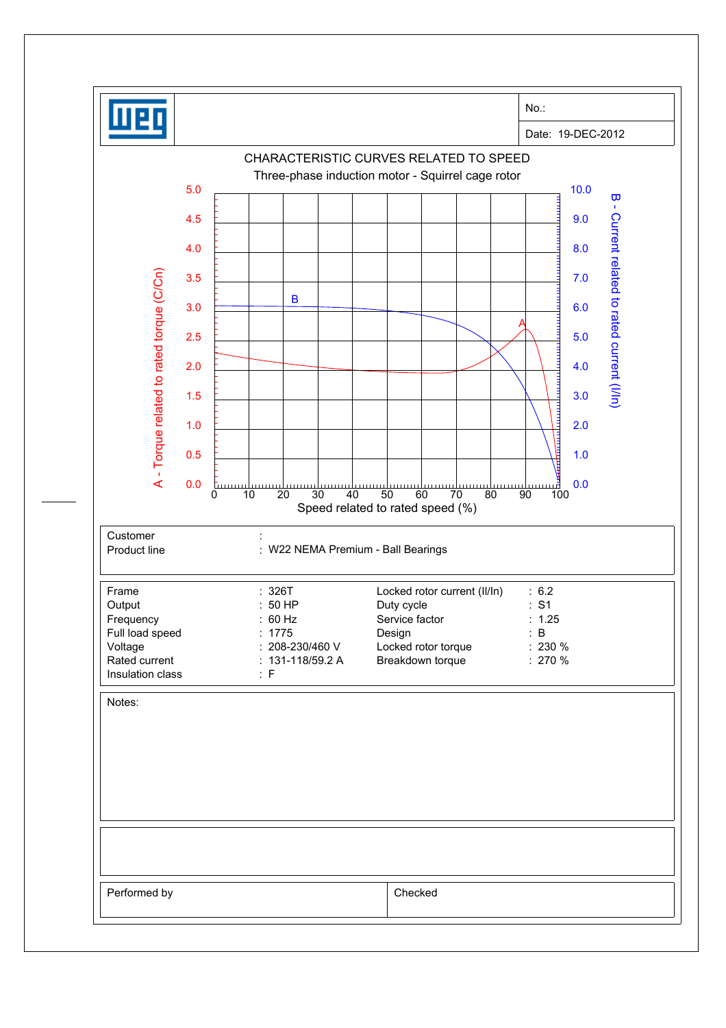| weg | | No.: |
|---|---|---|
| | | Date: 19-DEC-2012 |

## CHARACTERISTIC CURVES RELATED TO SPEED

Three-phase induction motor - Squirrel cage rotor

A - Torque related to rated torque (C/Cn): 0.0, 0.5, 1.0, 1.5, 2.0, 2.5, 3.0, 3.5, 4.0, 4.5, 5.0

B - Current related to rated current (I/In): 0.0, 1.0, 2.0, 3.0, 4.0, 5.0, 6.0, 7.0, 8.0, 9.0, 10.0

Speed related to rated speed (%): 0, 10, 20, 30, 40, 50, 60, 70, 80, 90, 100

| Customer | : |
|---|---|
| Product line | : W22 NEMA Premium - Ball Bearings |

| | | | |
|---|---|---|---|
| Frame | : 326T | Locked rotor current (Il/In) | : 6.2 |
| Output | : 50 HP | Duty cycle | : S1 |
| Frequency | : 60 Hz | Service factor | : 1.25 |
| Full load speed | : 1775 | Design | : B |
| Voltage | : 208-230/460 V | Locked rotor torque | : 230 % |
| Rated current | : 131-118/59.2 A | Breakdown torque | : 270 % |
| Insulation class | : F | | |

Notes:

| Performed by | Checked |
|---|---|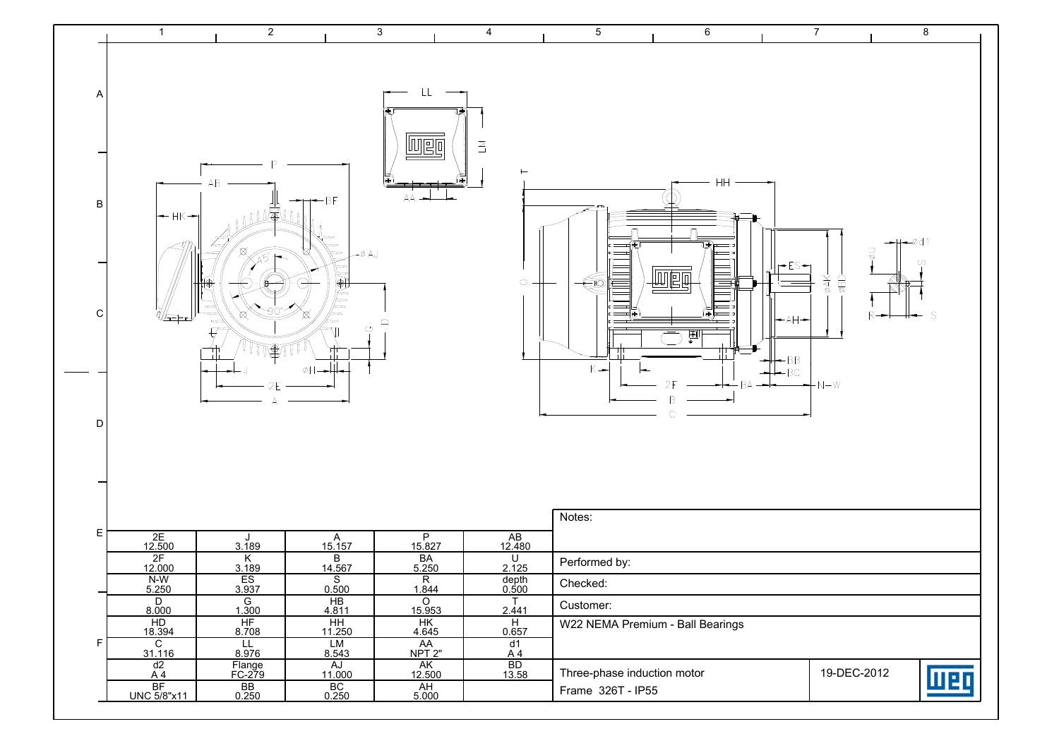| | | | | |
|---|---|---|---|---|
| 2E<br>12.500 | J<br>3.189 | A<br>15.157 | P<br>15.827 | AB<br>12.480 |
| 2F<br>12.000 | K<br>3.189 | B<br>14.567 | BA<br>5.250 | U<br>2.125 |
| N-W<br>5.250 | ES<br>3.937 | S<br>0.500 | R<br>1.844 | depth<br>0.500 |
| D<br>8.000 | G<br>1.300 | HB<br>4.811 | O<br>15.953 | T<br>2.441 |
| HD<br>18.394 | HF<br>8.708 | HH<br>11.250 | HK<br>4.645 | H<br>0.657 |
| C<br>31.116 | LL<br>8.976 | LM<br>8.543 | AA<br>NPT 2" | d1<br>A 4 |
| d2<br>A 4 | Flange<br>FC-279 | AJ<br>11.000 | AK<br>12.500 | BD<br>13.58 |
| BF<br>UNC 5/8"x11 | BB<br>0.250 | BC<br>0.250 | AH<br>5.000 | |

Notes:

Performed by:

Checked:

Customer:

W22 NEMA Premium - Ball Bearings

Three-phase induction motor

Frame 326T - IP55

19-DEC-2012